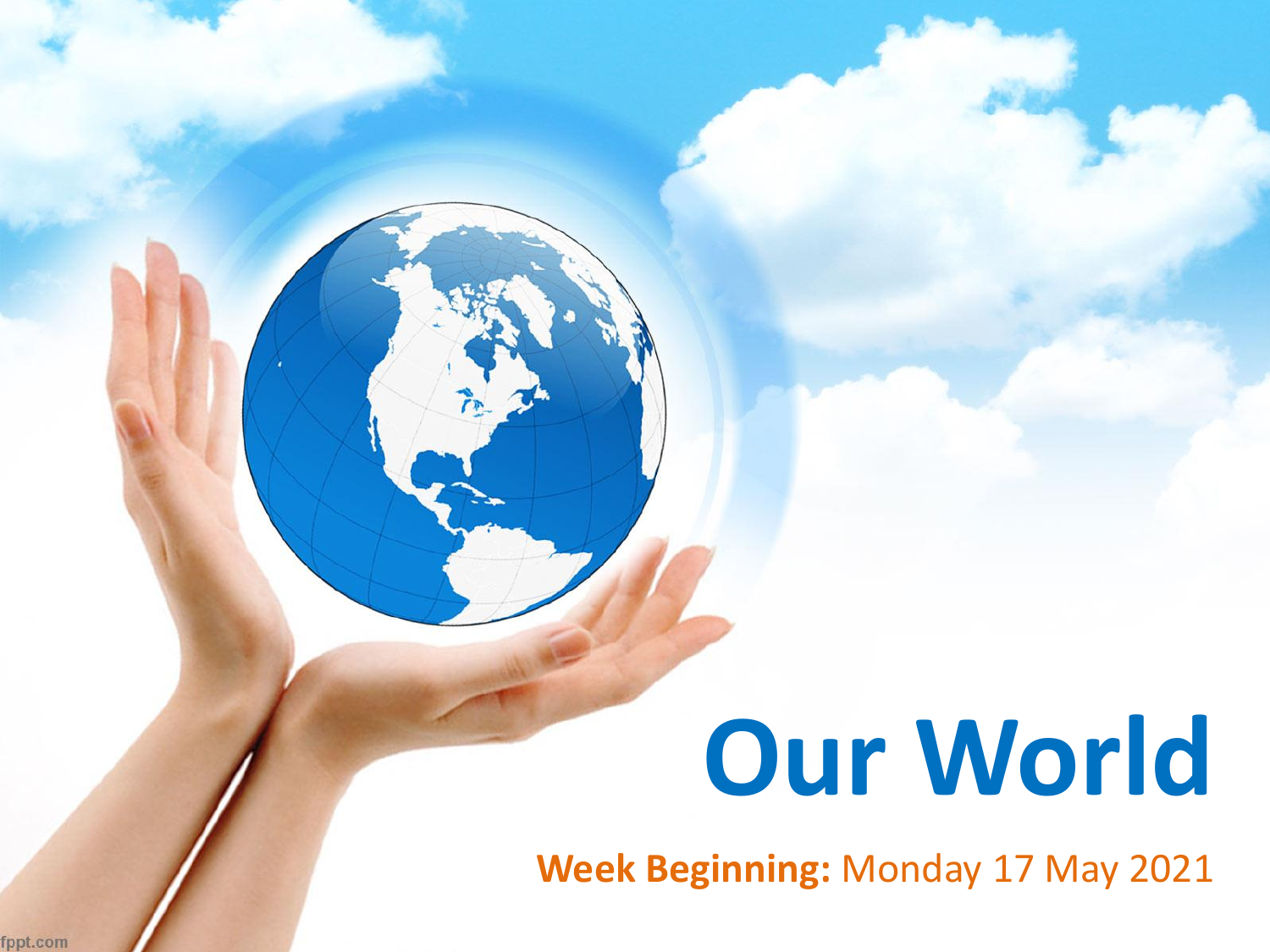# Our World

**Week Beginning:** Monday 17 May 2021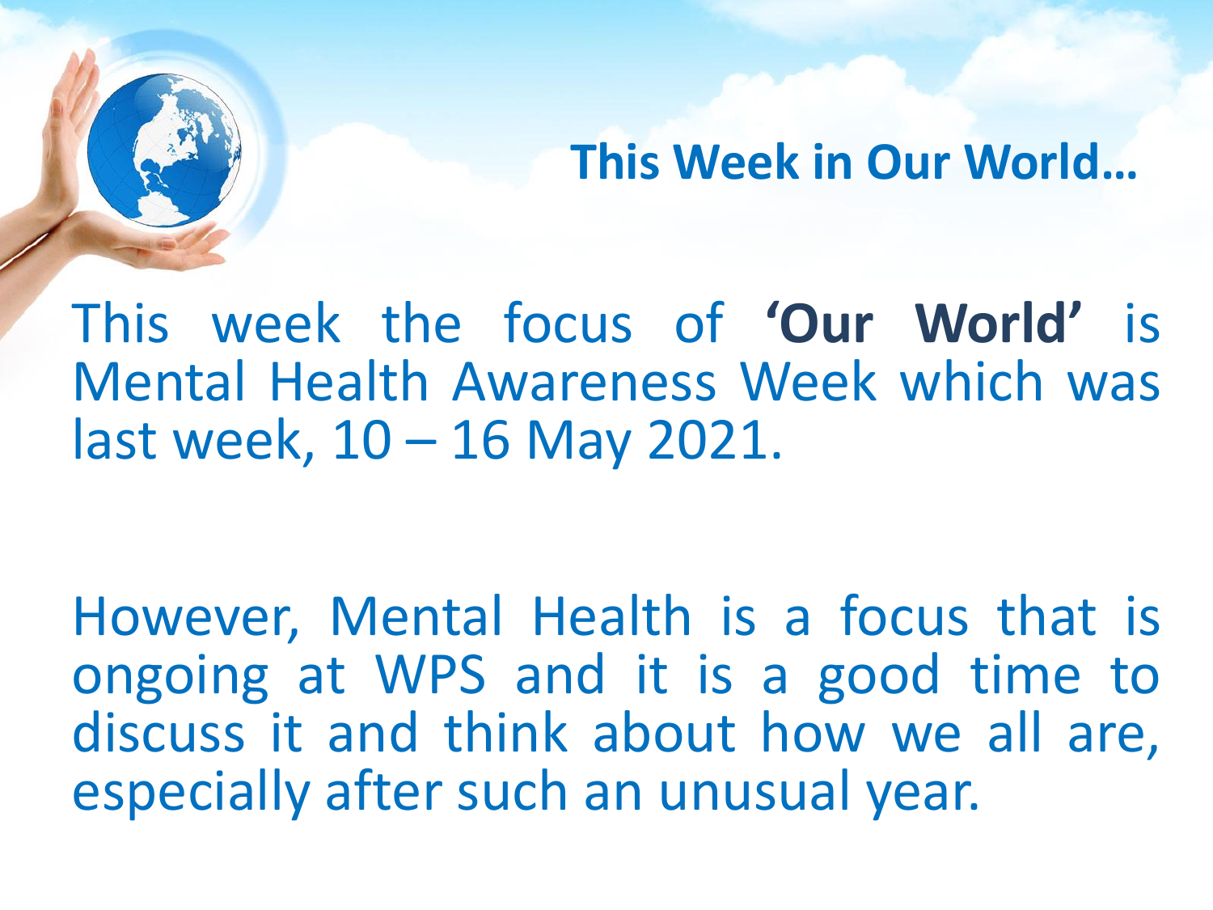## This Week in Our World…

This week the focus of **'Our World'** is Mental Health Awareness Week which was last week, 10 – 16 May 2021.

However, Mental Health is a focus that is ongoing at WPS and it is a good time to discuss it and think about how we all are, especially after such an unusual year.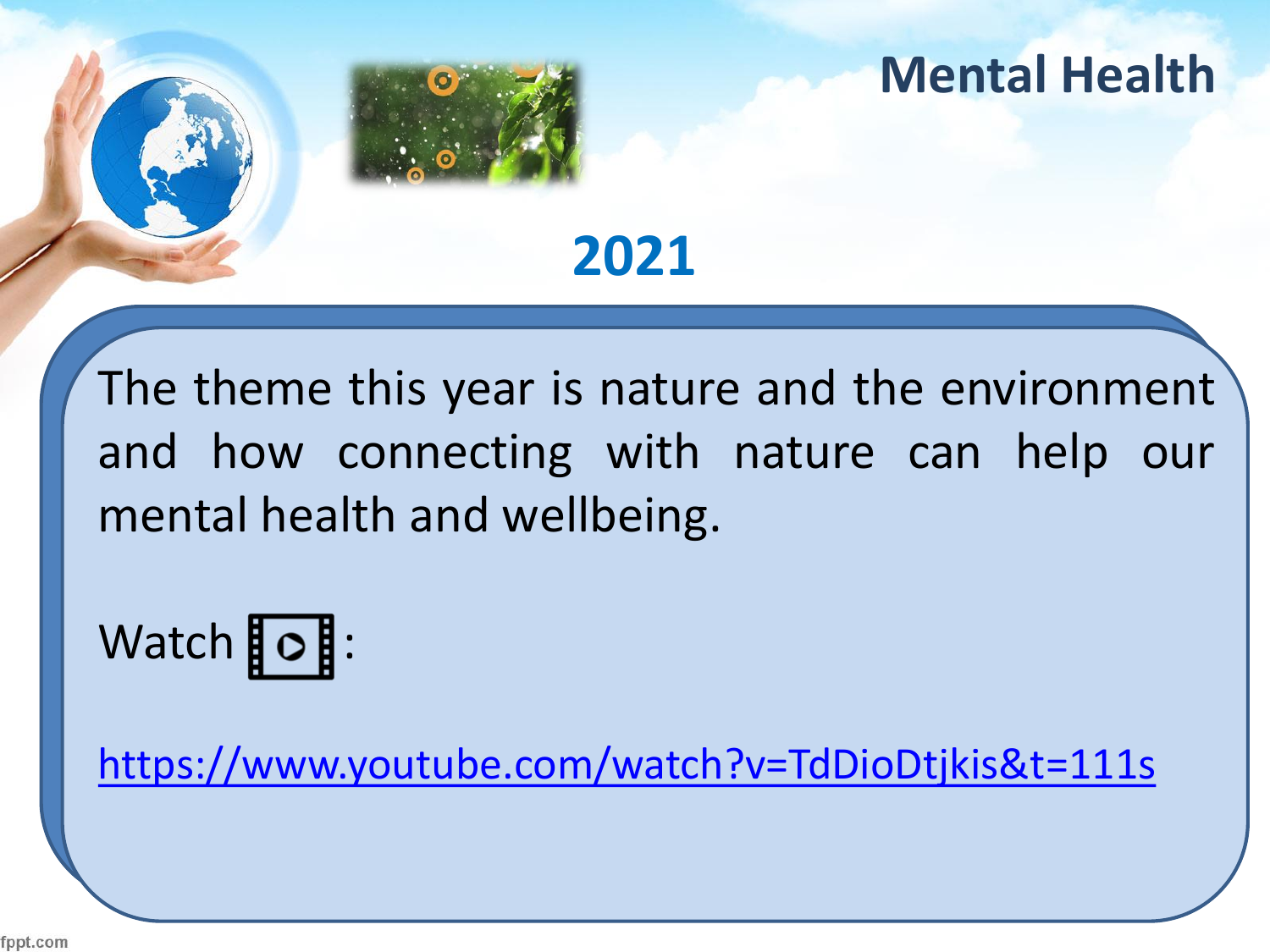# Mental Health

## 2021

The theme this year is nature and the environment and how connecting with nature can help our mental health and wellbeing.

Watch :

https://www.youtube.com/watch?v=TdDioDtjkis&t=111s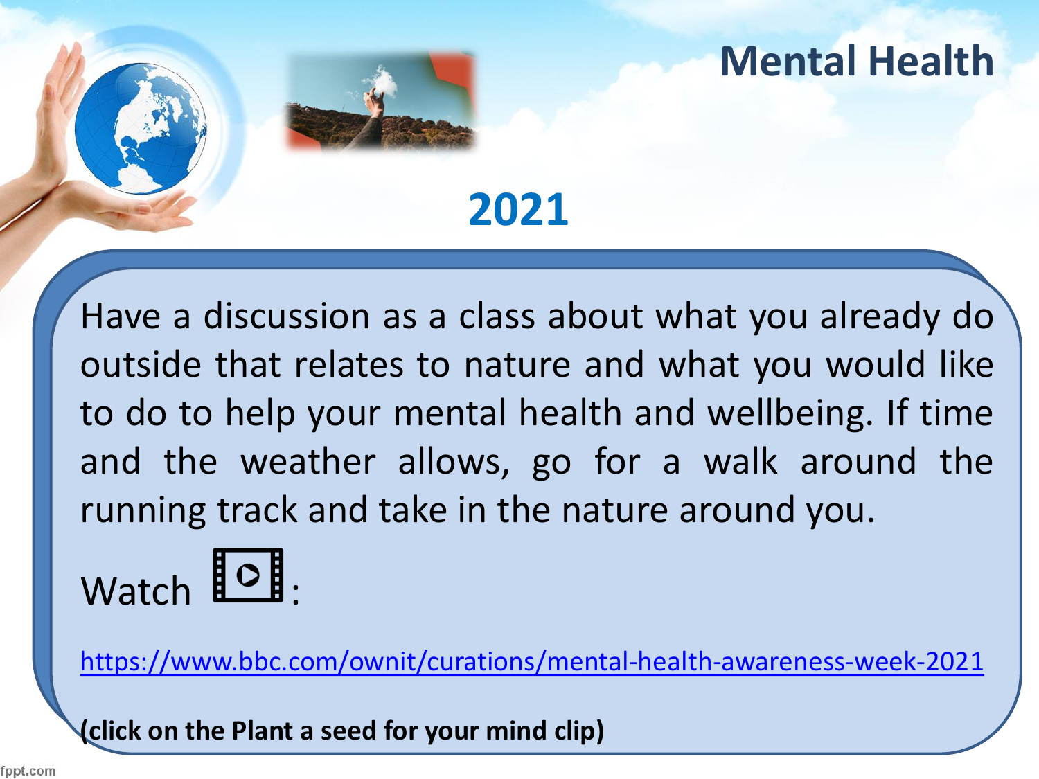# Mental Health

## 2021

Have a discussion as a class about what you already do outside that relates to nature and what you would like to do to help your mental health and wellbeing. If time and the weather allows, go for a walk around the running track and take in the nature around you.

Watch :

https://www.bbc.com/ownit/curations/mental-health-awareness-week-2021

**(click on the Plant a seed for your mind clip)**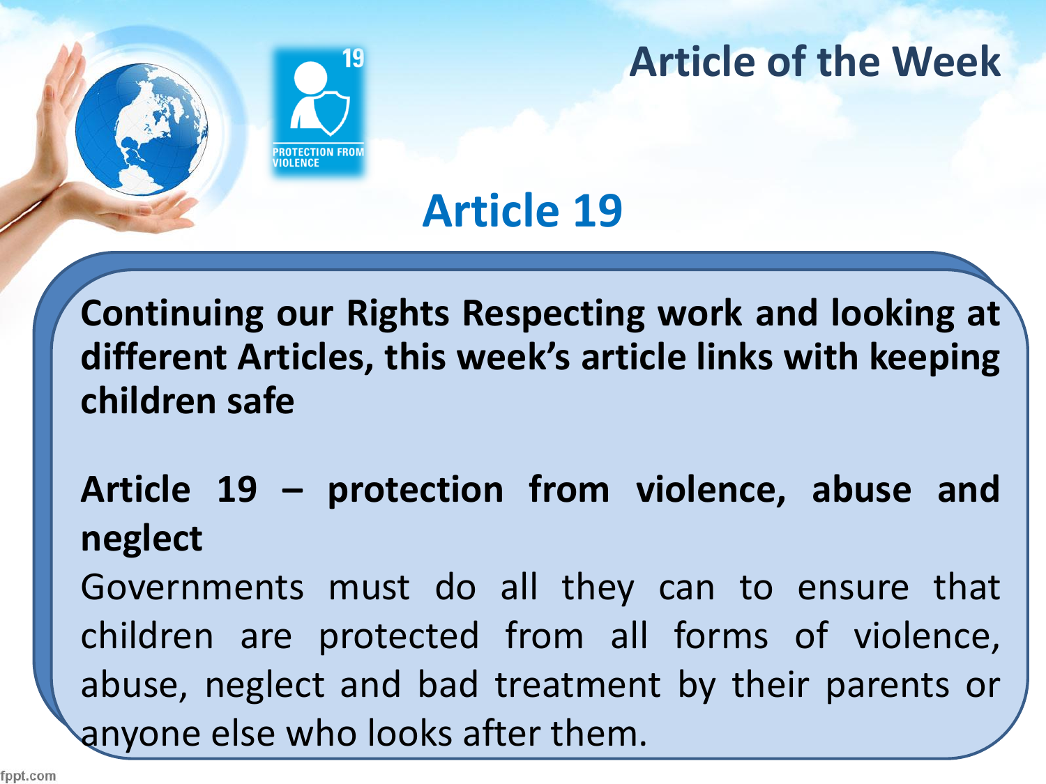## Article of the Week

# Article 19

**Continuing our Rights Respecting work and looking at different Articles, this week's article links with keeping children safe**

**Article 19 – protection from violence, abuse and neglect**

Governments must do all they can to ensure that children are protected from all forms of violence, abuse, neglect and bad treatment by their parents or anyone else who looks after them.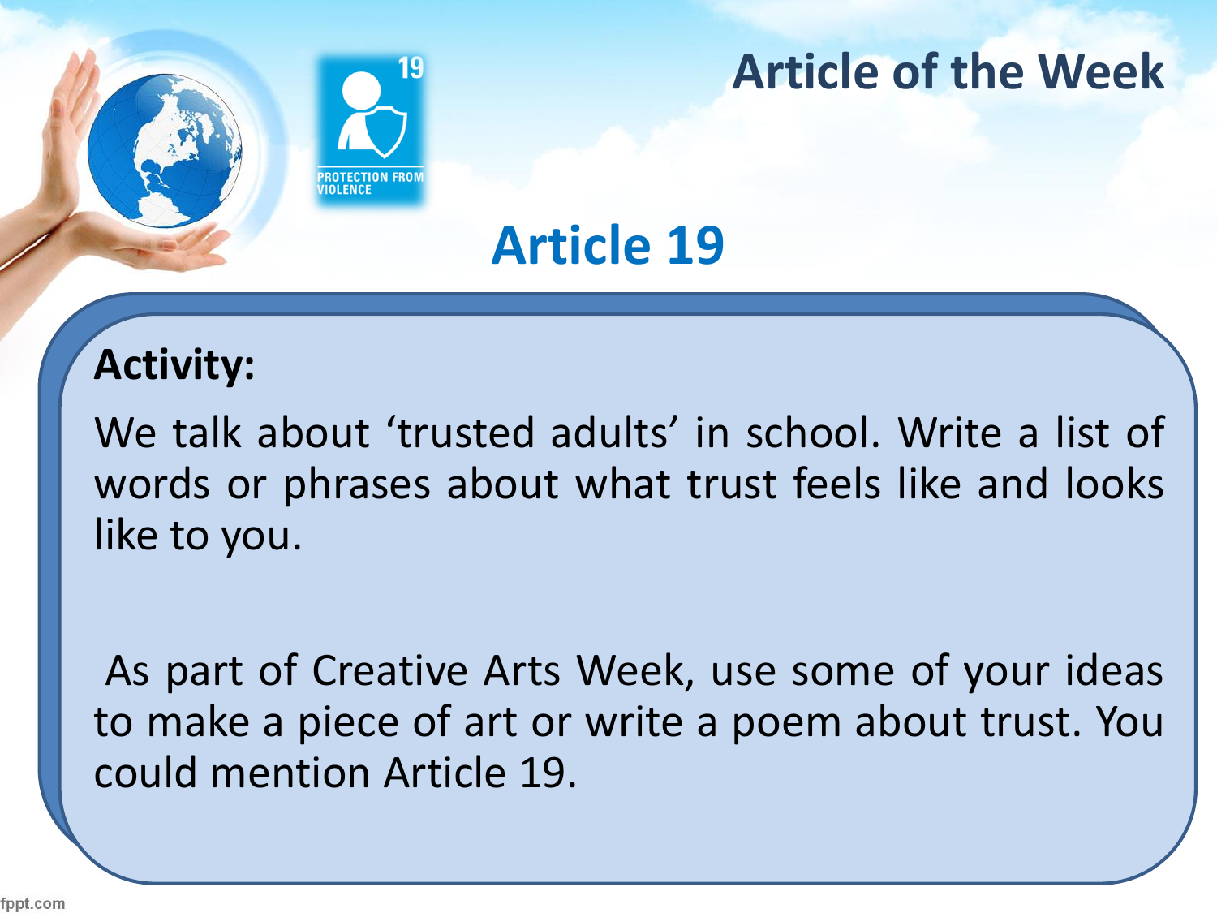# Article of the Week

PROTECTION FROM VIOLENCE

## Article 19

**Activity:**

We talk about 'trusted adults' in school. Write a list of words or phrases about what trust feels like and looks like to you.

As part of Creative Arts Week, use some of your ideas to make a piece of art or write a poem about trust. You could mention Article 19.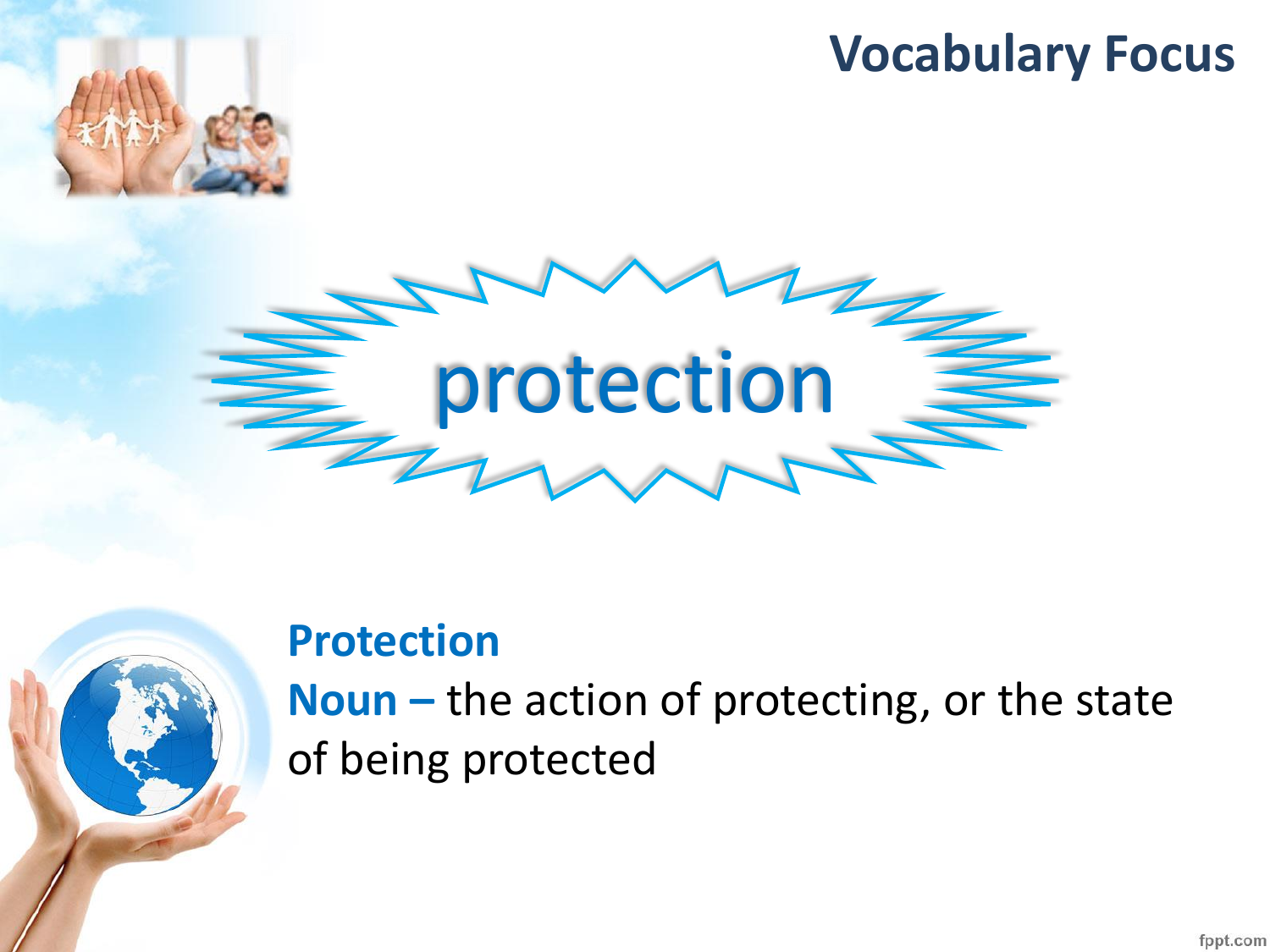# Vocabulary Focus

protection

**Protection**

**Noun –** the action of protecting, or the state of being protected